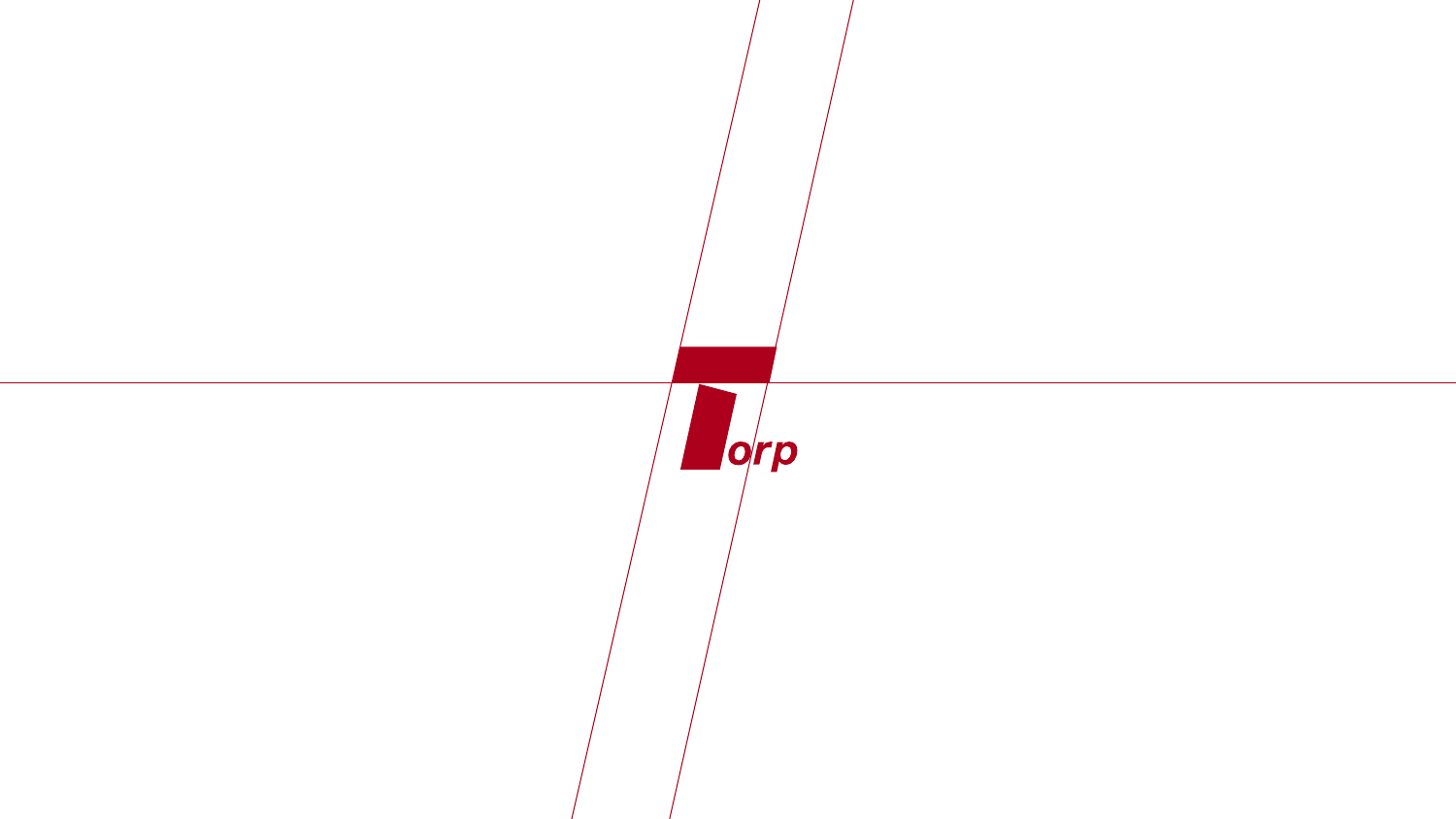Torp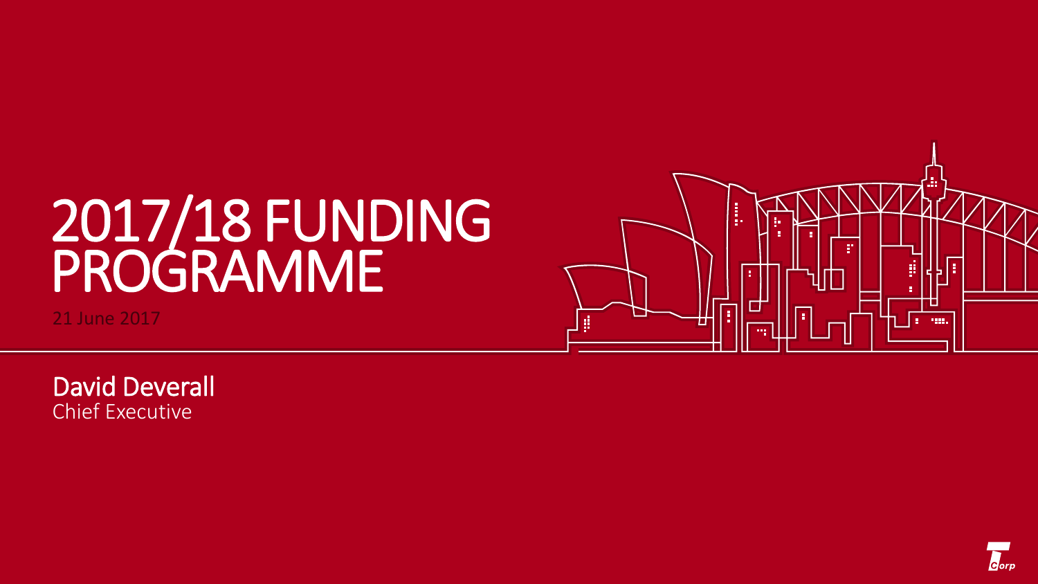# 2017/18 FUNDING PROGRAMME

21 June 2017

**David Deverall**
Chief Executive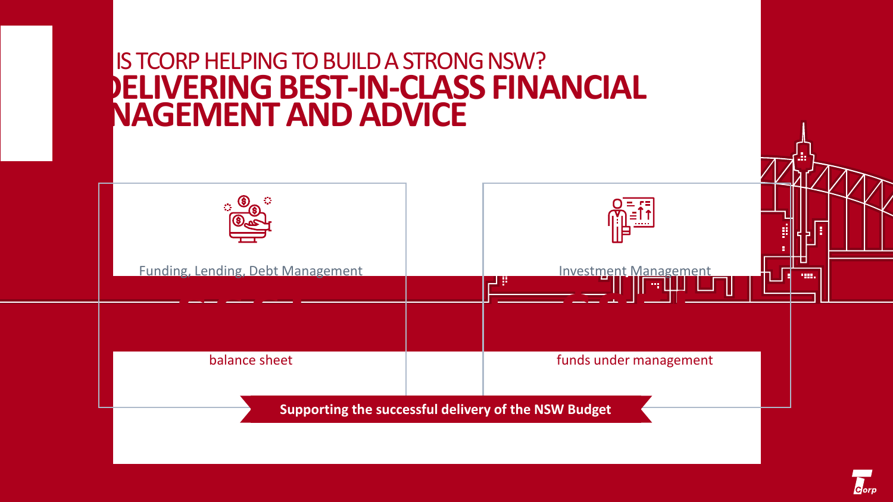IS TCORP HELPING TO BUILD A STRONG NSW?

# DELIVERING BEST-IN-CLASS FINANCIAL NAGEMENT AND ADVICE

Funding, Lending, Debt Management

balance sheet

Investment Management

funds under management

**Supporting the successful delivery of the NSW Budget**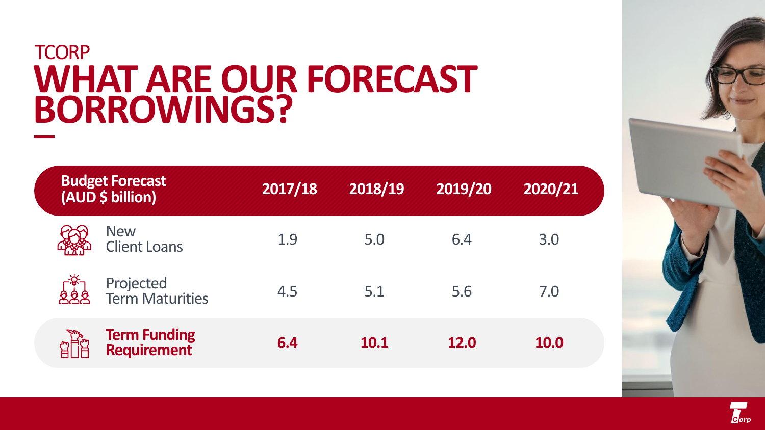TCORP

# WHAT ARE OUR FORECAST BORROWINGS?

| Budget Forecast (AUD $ billion) | 2017/18 | 2018/19 | 2019/20 | 2020/21 |
| --- | --- | --- | --- | --- |
| New Client Loans | 1.9 | 5.0 | 6.4 | 3.0 |
| Projected Term Maturities | 4.5 | 5.1 | 5.6 | 7.0 |
| **Term Funding Requirement** | **6.4** | **10.1** | **12.0** | **10.0** |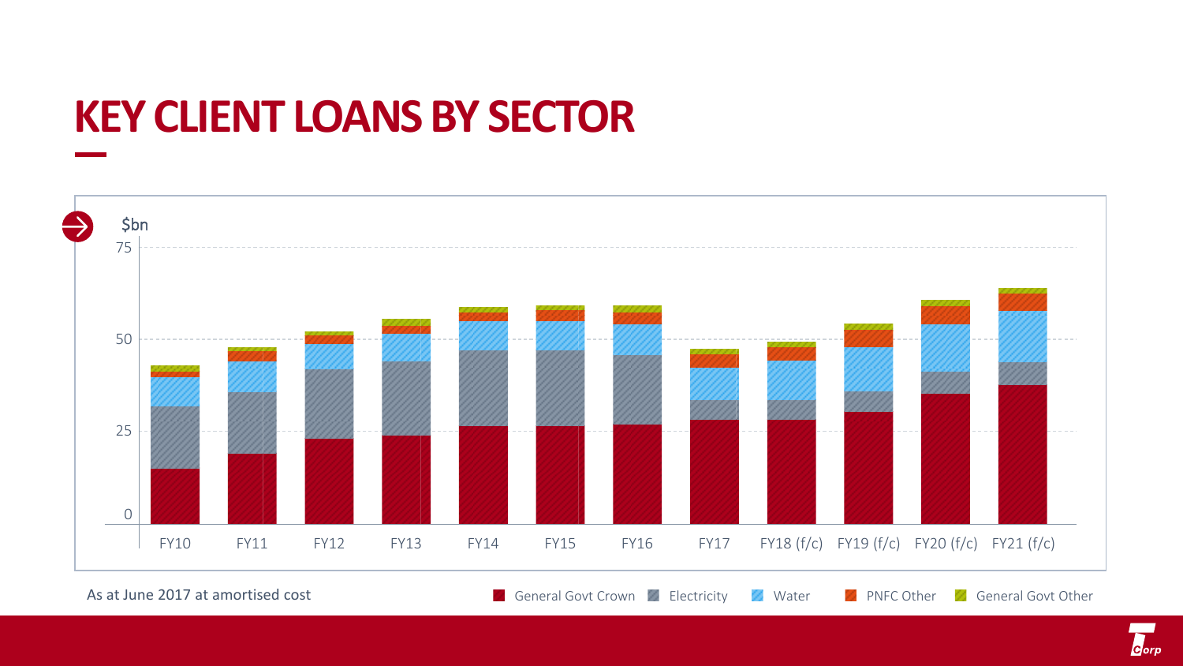# KEY CLIENT LOANS BY SECTOR

$bn

75

50

25

0

FY10 FY11 FY12 FY13 FY14 FY15 FY16 FY17 FY18 (f/c) FY19 (f/c) FY20 (f/c) FY21 (f/c)

As at June 2017 at amortised cost

General Govt Crown | Electricity | Water | PNFC Other | General Govt Other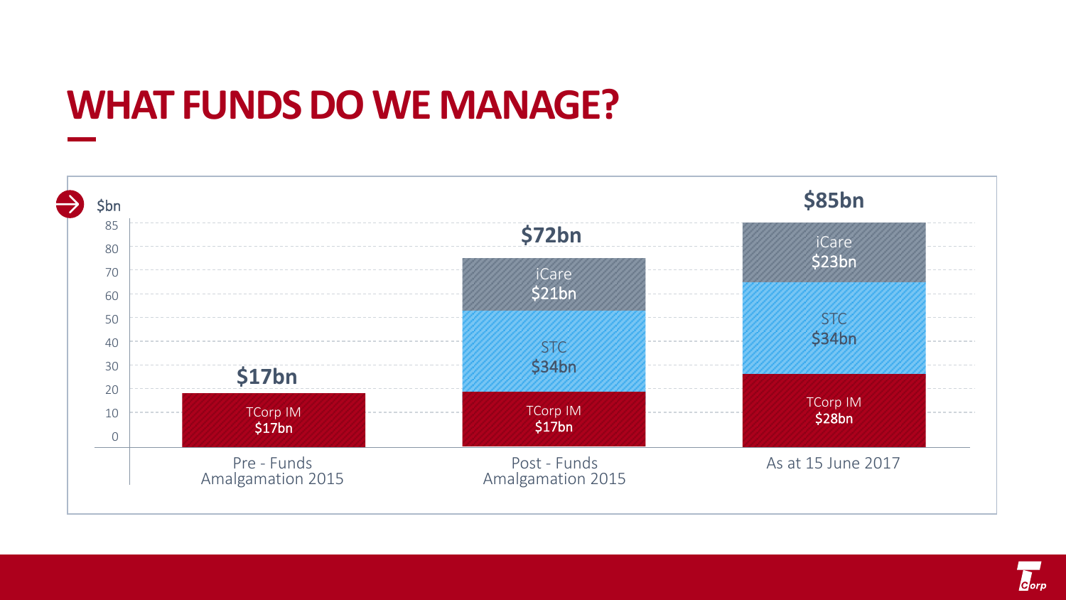# WHAT FUNDS DO WE MANAGE?

| $bn | Pre - Funds Amalgamation 2015 | Post - Funds Amalgamation 2015 | As at 15 June 2017 |
|---|---|---|---|
| TCorp IM | $17bn | $17bn | $28bn |
| STC | | $34bn | $34bn |
| iCare | | $21bn | $23bn |
| **Total** | **$17bn** | **$72bn** | **$85bn** |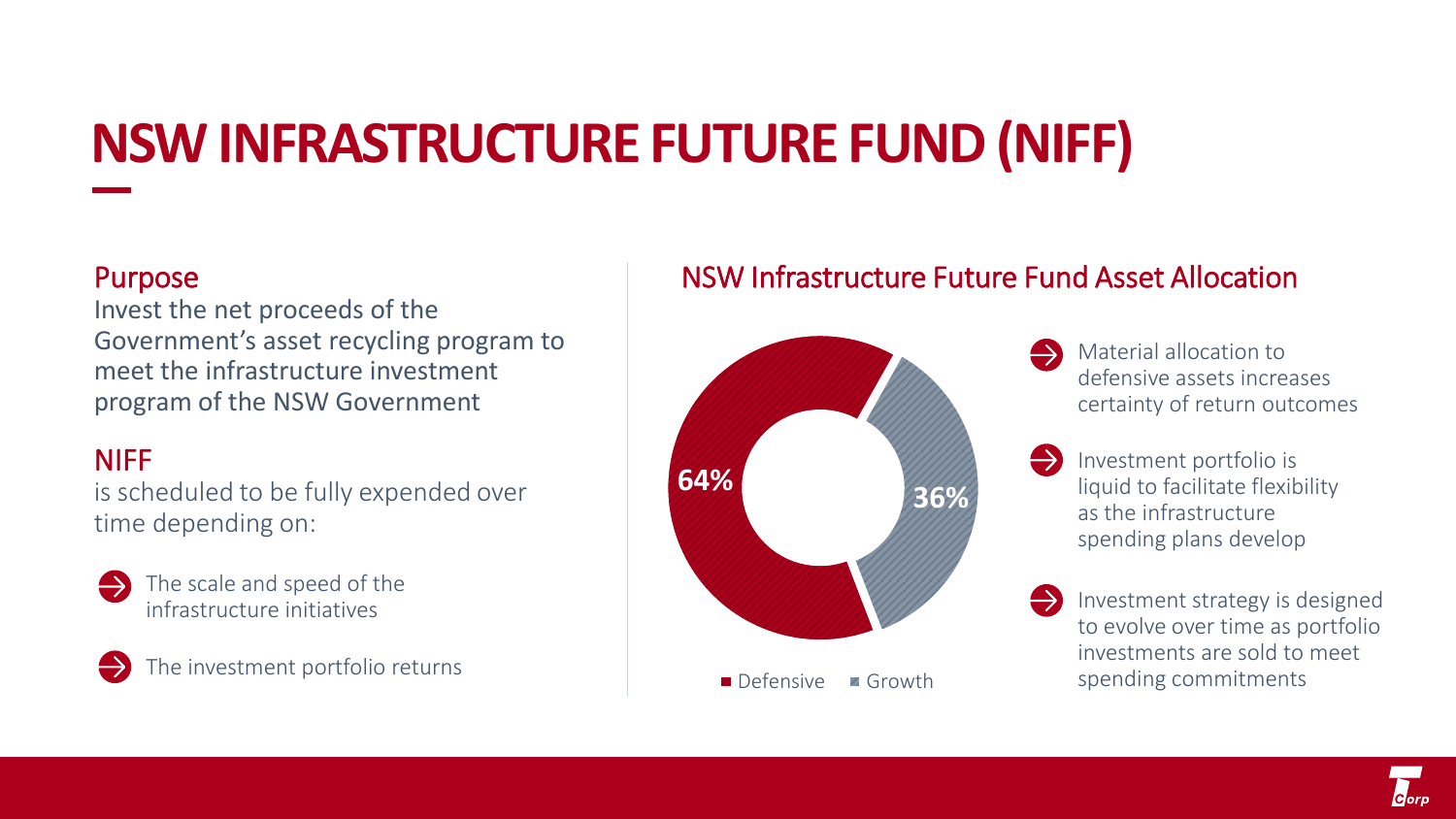# NSW INFRASTRUCTURE FUTURE FUND (NIFF)

## Purpose

Invest the net proceeds of the Government's asset recycling program to meet the infrastructure investment program of the NSW Government

## NIFF

is scheduled to be fully expended over time depending on:

- The scale and speed of the infrastructure initiatives
- The investment portfolio returns

## NSW Infrastructure Future Fund Asset Allocation

| Asset class | Allocation |
| --- | --- |
| Defensive | 64% |
| Growth | 36% |

- Material allocation to defensive assets increases certainty of return outcomes
- Investment portfolio is liquid to facilitate flexibility as the infrastructure spending plans develop
- Investment strategy is designed to evolve over time as portfolio investments are sold to meet spending commitments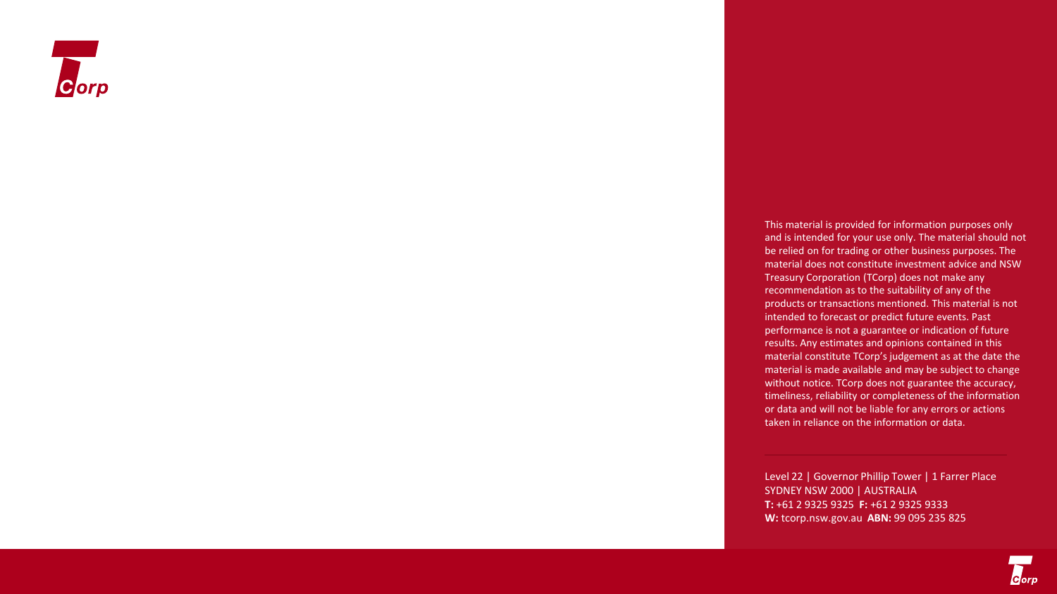This material is provided for information purposes only and is intended for your use only. The material should not be relied on for trading or other business purposes. The material does not constitute investment advice and NSW Treasury Corporation (TCorp) does not make any recommendation as to the suitability of any of the products or transactions mentioned. This material is not intended to forecast or predict future events. Past performance is not a guarantee or indication of future results. Any estimates and opinions contained in this material constitute TCorp's judgement as at the date the material is made available and may be subject to change without notice. TCorp does not guarantee the accuracy, timeliness, reliability or completeness of the information or data and will not be liable for any errors or actions taken in reliance on the information or data.

---

Level 22 | Governor Phillip Tower | 1 Farrer Place
SYDNEY NSW 2000 | AUSTRALIA
**T:** +61 2 9325 9325 **F:** +61 2 9325 9333
**W:** tcorp.nsw.gov.au **ABN:** 99 095 235 825